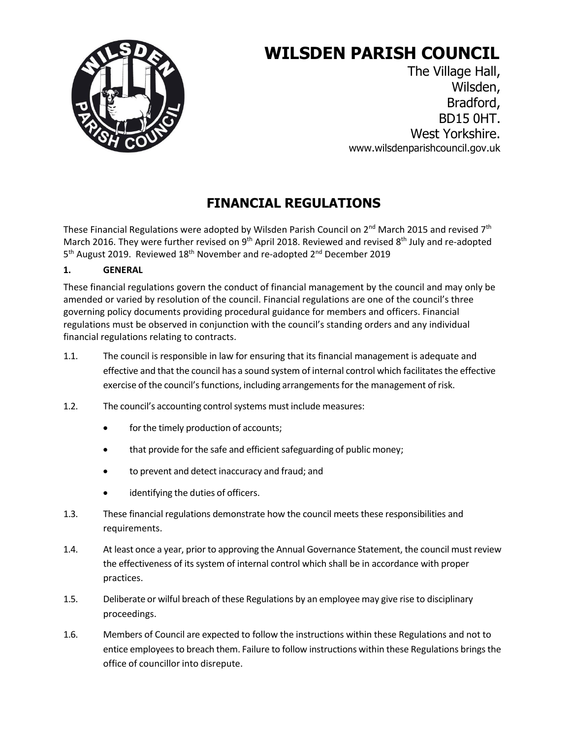# WILSDEN PARISH COUNCIL

The Village Hall,
Wilsden,
Bradford,
BD15 0HT.
West Yorkshire.
www.wilsdenparishcouncil.gov.uk

## FINANCIAL REGULATIONS

These Financial Regulations were adopted by Wilsden Parish Council on 2nd March 2015 and revised 7th March 2016. They were further revised on 9th April 2018. Reviewed and revised 8th July and re-adopted 5th August 2019. Reviewed 18th November and re-adopted 2nd December 2019

### 1. GENERAL

These financial regulations govern the conduct of financial management by the council and may only be amended or varied by resolution of the council. Financial regulations are one of the council's three governing policy documents providing procedural guidance for members and officers. Financial regulations must be observed in conjunction with the council's standing orders and any individual financial regulations relating to contracts.

1.1. The council is responsible in law for ensuring that its financial management is adequate and effective and that the council has a sound system of internal control which facilitates the effective exercise of the council's functions, including arrangements for the management of risk.

1.2. The council's accounting control systems must include measures:

- for the timely production of accounts;
- that provide for the safe and efficient safeguarding of public money;
- to prevent and detect inaccuracy and fraud; and
- identifying the duties of officers.

1.3. These financial regulations demonstrate how the council meets these responsibilities and requirements.

1.4. At least once a year, prior to approving the Annual Governance Statement, the council must review the effectiveness of its system of internal control which shall be in accordance with proper practices.

1.5. Deliberate or wilful breach of these Regulations by an employee may give rise to disciplinary proceedings.

1.6. Members of Council are expected to follow the instructions within these Regulations and not to entice employees to breach them. Failure to follow instructions within these Regulations brings the office of councillor into disrepute.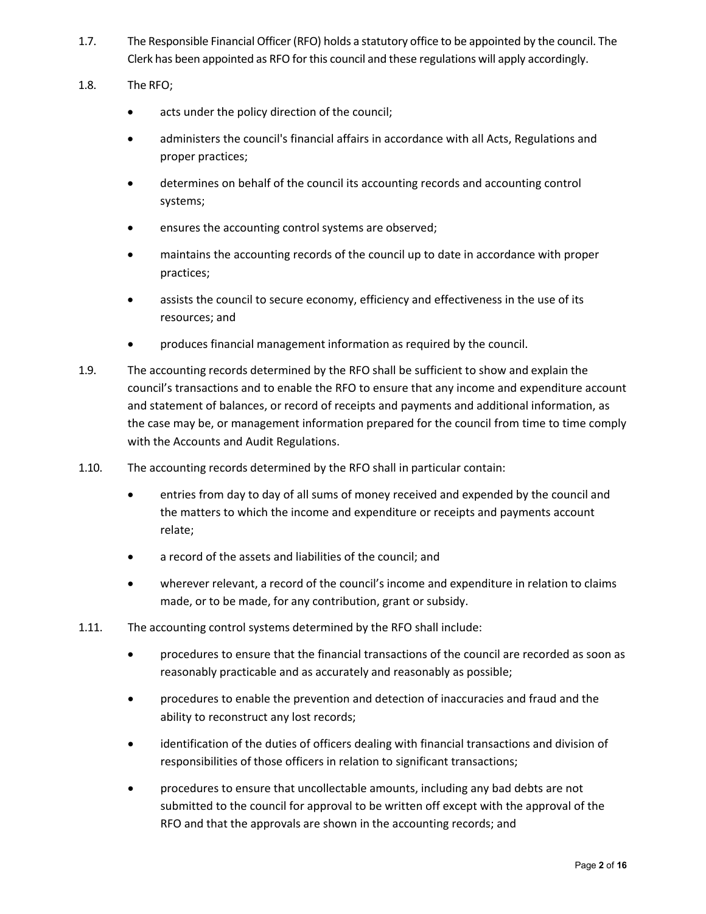1.7. The Responsible Financial Officer (RFO) holds a statutory office to be appointed by the council. The Clerk has been appointed as RFO for this council and these regulations will apply accordingly.

1.8. The RFO;

- acts under the policy direction of the council;
- administers the council's financial affairs in accordance with all Acts, Regulations and proper practices;
- determines on behalf of the council its accounting records and accounting control systems;
- ensures the accounting control systems are observed;
- maintains the accounting records of the council up to date in accordance with proper practices;
- assists the council to secure economy, efficiency and effectiveness in the use of its resources; and
- produces financial management information as required by the council.

1.9. The accounting records determined by the RFO shall be sufficient to show and explain the council's transactions and to enable the RFO to ensure that any income and expenditure account and statement of balances, or record of receipts and payments and additional information, as the case may be, or management information prepared for the council from time to time comply with the Accounts and Audit Regulations.

1.10. The accounting records determined by the RFO shall in particular contain:

- entries from day to day of all sums of money received and expended by the council and the matters to which the income and expenditure or receipts and payments account relate;
- a record of the assets and liabilities of the council; and
- wherever relevant, a record of the council's income and expenditure in relation to claims made, or to be made, for any contribution, grant or subsidy.

1.11. The accounting control systems determined by the RFO shall include:

- procedures to ensure that the financial transactions of the council are recorded as soon as reasonably practicable and as accurately and reasonably as possible;
- procedures to enable the prevention and detection of inaccuracies and fraud and the ability to reconstruct any lost records;
- identification of the duties of officers dealing with financial transactions and division of responsibilities of those officers in relation to significant transactions;
- procedures to ensure that uncollectable amounts, including any bad debts are not submitted to the council for approval to be written off except with the approval of the RFO and that the approvals are shown in the accounting records; and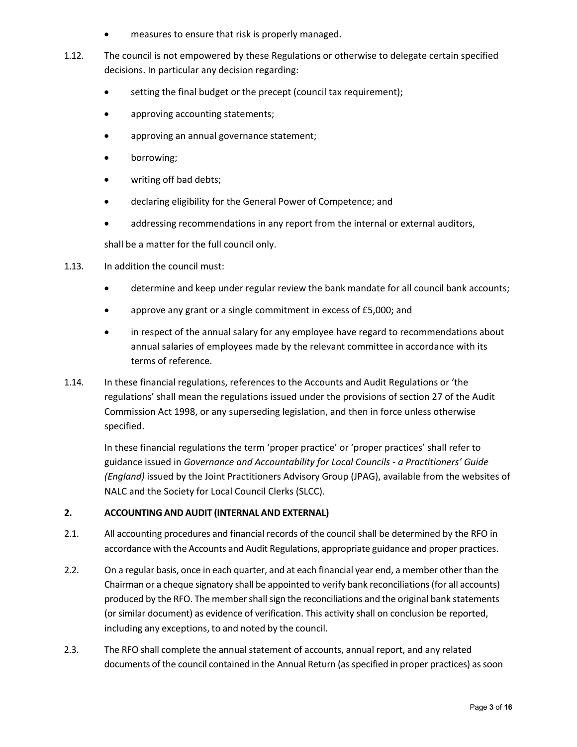- measures to ensure that risk is properly managed.

1.12. The council is not empowered by these Regulations or otherwise to delegate certain specified decisions. In particular any decision regarding:

- setting the final budget or the precept (council tax requirement);
- approving accounting statements;
- approving an annual governance statement;
- borrowing;
- writing off bad debts;
- declaring eligibility for the General Power of Competence; and
- addressing recommendations in any report from the internal or external auditors,

shall be a matter for the full council only.

1.13. In addition the council must:

- determine and keep under regular review the bank mandate for all council bank accounts;
- approve any grant or a single commitment in excess of £5,000; and
- in respect of the annual salary for any employee have regard to recommendations about annual salaries of employees made by the relevant committee in accordance with its terms of reference.

1.14. In these financial regulations, references to the Accounts and Audit Regulations or 'the regulations' shall mean the regulations issued under the provisions of section 27 of the Audit Commission Act 1998, or any superseding legislation, and then in force unless otherwise specified.

In these financial regulations the term 'proper practice' or 'proper practices' shall refer to guidance issued in *Governance and Accountability for Local Councils - a Practitioners' Guide (England)* issued by the Joint Practitioners Advisory Group (JPAG), available from the websites of NALC and the Society for Local Council Clerks (SLCC).

## 2. ACCOUNTING AND AUDIT (INTERNAL AND EXTERNAL)

2.1. All accounting procedures and financial records of the council shall be determined by the RFO in accordance with the Accounts and Audit Regulations, appropriate guidance and proper practices.

2.2. On a regular basis, once in each quarter, and at each financial year end, a member other than the Chairman or a cheque signatory shall be appointed to verify bank reconciliations (for all accounts) produced by the RFO. The member shall sign the reconciliations and the original bank statements (or similar document) as evidence of verification. This activity shall on conclusion be reported, including any exceptions, to and noted by the council.

2.3. The RFO shall complete the annual statement of accounts, annual report, and any related documents of the council contained in the Annual Return (as specified in proper practices) as soon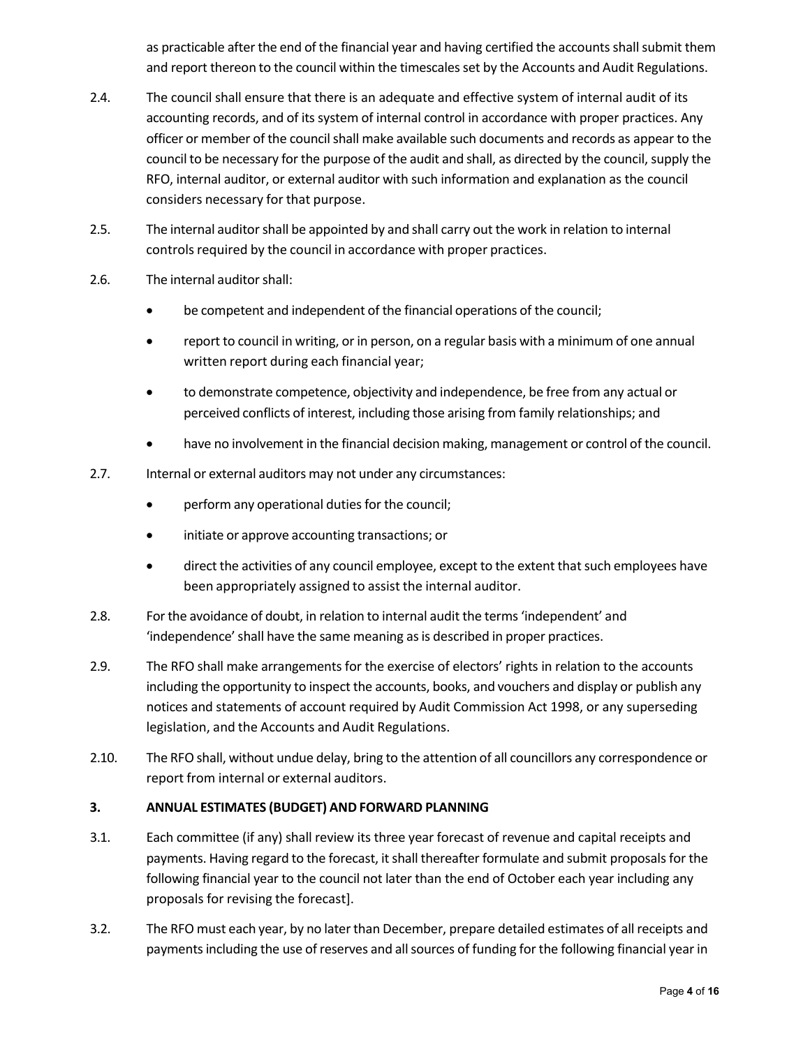as practicable after the end of the financial year and having certified the accounts shall submit them and report thereon to the council within the timescales set by the Accounts and Audit Regulations.

2.4. The council shall ensure that there is an adequate and effective system of internal audit of its accounting records, and of its system of internal control in accordance with proper practices. Any officer or member of the council shall make available such documents and records as appear to the council to be necessary for the purpose of the audit and shall, as directed by the council, supply the RFO, internal auditor, or external auditor with such information and explanation as the council considers necessary for that purpose.

2.5. The internal auditor shall be appointed by and shall carry out the work in relation to internal controls required by the council in accordance with proper practices.

2.6. The internal auditor shall:

- be competent and independent of the financial operations of the council;
- report to council in writing, or in person, on a regular basis with a minimum of one annual written report during each financial year;
- to demonstrate competence, objectivity and independence, be free from any actual or perceived conflicts of interest, including those arising from family relationships; and
- have no involvement in the financial decision making, management or control of the council.

2.7. Internal or external auditors may not under any circumstances:

- perform any operational duties for the council;
- initiate or approve accounting transactions; or
- direct the activities of any council employee, except to the extent that such employees have been appropriately assigned to assist the internal auditor.

2.8. For the avoidance of doubt, in relation to internal audit the terms 'independent' and 'independence' shall have the same meaning as is described in proper practices.

2.9. The RFO shall make arrangements for the exercise of electors' rights in relation to the accounts including the opportunity to inspect the accounts, books, and vouchers and display or publish any notices and statements of account required by Audit Commission Act 1998, or any superseding legislation, and the Accounts and Audit Regulations.

2.10. The RFO shall, without undue delay, bring to the attention of all councillors any correspondence or report from internal or external auditors.

**3. ANNUAL ESTIMATES (BUDGET) AND FORWARD PLANNING**

3.1. Each committee (if any) shall review its three year forecast of revenue and capital receipts and payments. Having regard to the forecast, it shall thereafter formulate and submit proposals for the following financial year to the council not later than the end of October each year including any proposals for revising the forecast].

3.2. The RFO must each year, by no later than December, prepare detailed estimates of all receipts and payments including the use of reserves and all sources of funding for the following financial year in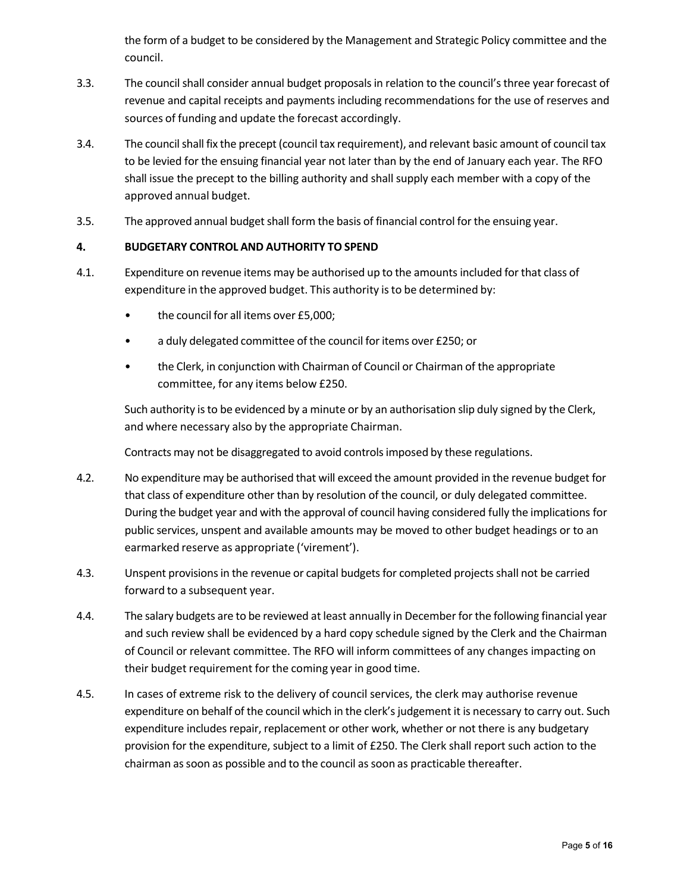the form of a budget to be considered by the Management and Strategic Policy committee and the council.

3.3. The council shall consider annual budget proposals in relation to the council's three year forecast of revenue and capital receipts and payments including recommendations for the use of reserves and sources of funding and update the forecast accordingly.

3.4. The council shall fix the precept (council tax requirement), and relevant basic amount of council tax to be levied for the ensuing financial year not later than by the end of January each year. The RFO shall issue the precept to the billing authority and shall supply each member with a copy of the approved annual budget.

3.5. The approved annual budget shall form the basis of financial control for the ensuing year.

**4. BUDGETARY CONTROL AND AUTHORITY TO SPEND**

4.1. Expenditure on revenue items may be authorised up to the amounts included for that class of expenditure in the approved budget. This authority is to be determined by:

- the council for all items over £5,000;
- a duly delegated committee of the council for items over £250; or
- the Clerk, in conjunction with Chairman of Council or Chairman of the appropriate committee, for any items below £250.

Such authority is to be evidenced by a minute or by an authorisation slip duly signed by the Clerk, and where necessary also by the appropriate Chairman.

Contracts may not be disaggregated to avoid controls imposed by these regulations.

4.2. No expenditure may be authorised that will exceed the amount provided in the revenue budget for that class of expenditure other than by resolution of the council, or duly delegated committee. During the budget year and with the approval of council having considered fully the implications for public services, unspent and available amounts may be moved to other budget headings or to an earmarked reserve as appropriate ('virement').

4.3. Unspent provisions in the revenue or capital budgets for completed projects shall not be carried forward to a subsequent year.

4.4. The salary budgets are to be reviewed at least annually in December for the following financial year and such review shall be evidenced by a hard copy schedule signed by the Clerk and the Chairman of Council or relevant committee. The RFO will inform committees of any changes impacting on their budget requirement for the coming year in good time.

4.5. In cases of extreme risk to the delivery of council services, the clerk may authorise revenue expenditure on behalf of the council which in the clerk's judgement it is necessary to carry out. Such expenditure includes repair, replacement or other work, whether or not there is any budgetary provision for the expenditure, subject to a limit of £250. The Clerk shall report such action to the chairman as soon as possible and to the council as soon as practicable thereafter.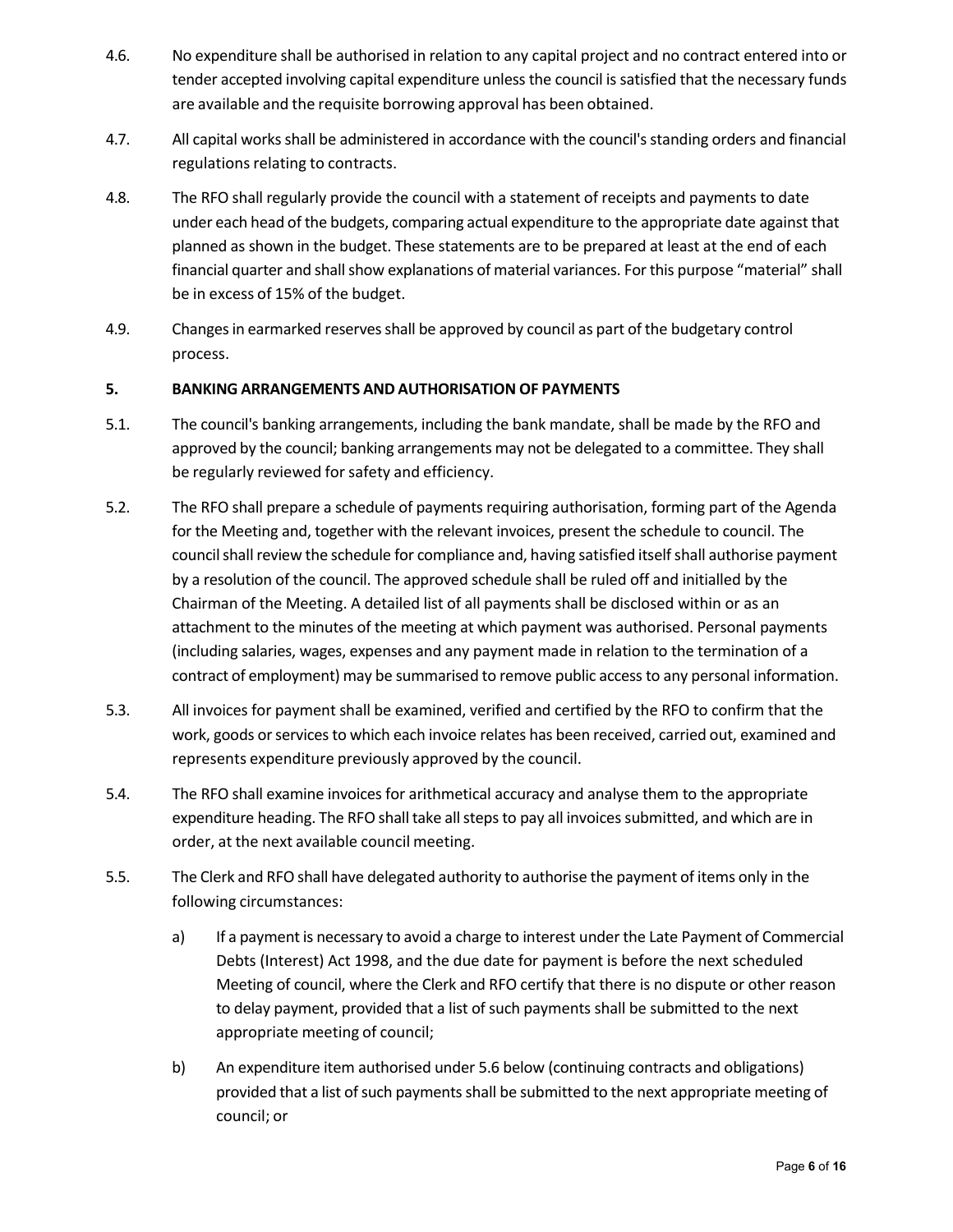4.6. No expenditure shall be authorised in relation to any capital project and no contract entered into or tender accepted involving capital expenditure unless the council is satisfied that the necessary funds are available and the requisite borrowing approval has been obtained.

4.7. All capital works shall be administered in accordance with the council's standing orders and financial regulations relating to contracts.

4.8. The RFO shall regularly provide the council with a statement of receipts and payments to date under each head of the budgets, comparing actual expenditure to the appropriate date against that planned as shown in the budget. These statements are to be prepared at least at the end of each financial quarter and shall show explanations of material variances. For this purpose "material" shall be in excess of 15% of the budget.

4.9. Changes in earmarked reserves shall be approved by council as part of the budgetary control process.

## 5. BANKING ARRANGEMENTS AND AUTHORISATION OF PAYMENTS

5.1. The council's banking arrangements, including the bank mandate, shall be made by the RFO and approved by the council; banking arrangements may not be delegated to a committee. They shall be regularly reviewed for safety and efficiency.

5.2. The RFO shall prepare a schedule of payments requiring authorisation, forming part of the Agenda for the Meeting and, together with the relevant invoices, present the schedule to council. The council shall review the schedule for compliance and, having satisfied itself shall authorise payment by a resolution of the council. The approved schedule shall be ruled off and initialled by the Chairman of the Meeting. A detailed list of all payments shall be disclosed within or as an attachment to the minutes of the meeting at which payment was authorised. Personal payments (including salaries, wages, expenses and any payment made in relation to the termination of a contract of employment) may be summarised to remove public access to any personal information.

5.3. All invoices for payment shall be examined, verified and certified by the RFO to confirm that the work, goods or services to which each invoice relates has been received, carried out, examined and represents expenditure previously approved by the council.

5.4. The RFO shall examine invoices for arithmetical accuracy and analyse them to the appropriate expenditure heading. The RFO shall take all steps to pay all invoices submitted, and which are in order, at the next available council meeting.

5.5. The Clerk and RFO shall have delegated authority to authorise the payment of items only in the following circumstances:

a) If a payment is necessary to avoid a charge to interest under the Late Payment of Commercial Debts (Interest) Act 1998, and the due date for payment is before the next scheduled Meeting of council, where the Clerk and RFO certify that there is no dispute or other reason to delay payment, provided that a list of such payments shall be submitted to the next appropriate meeting of council;

b) An expenditure item authorised under 5.6 below (continuing contracts and obligations) provided that a list of such payments shall be submitted to the next appropriate meeting of council; or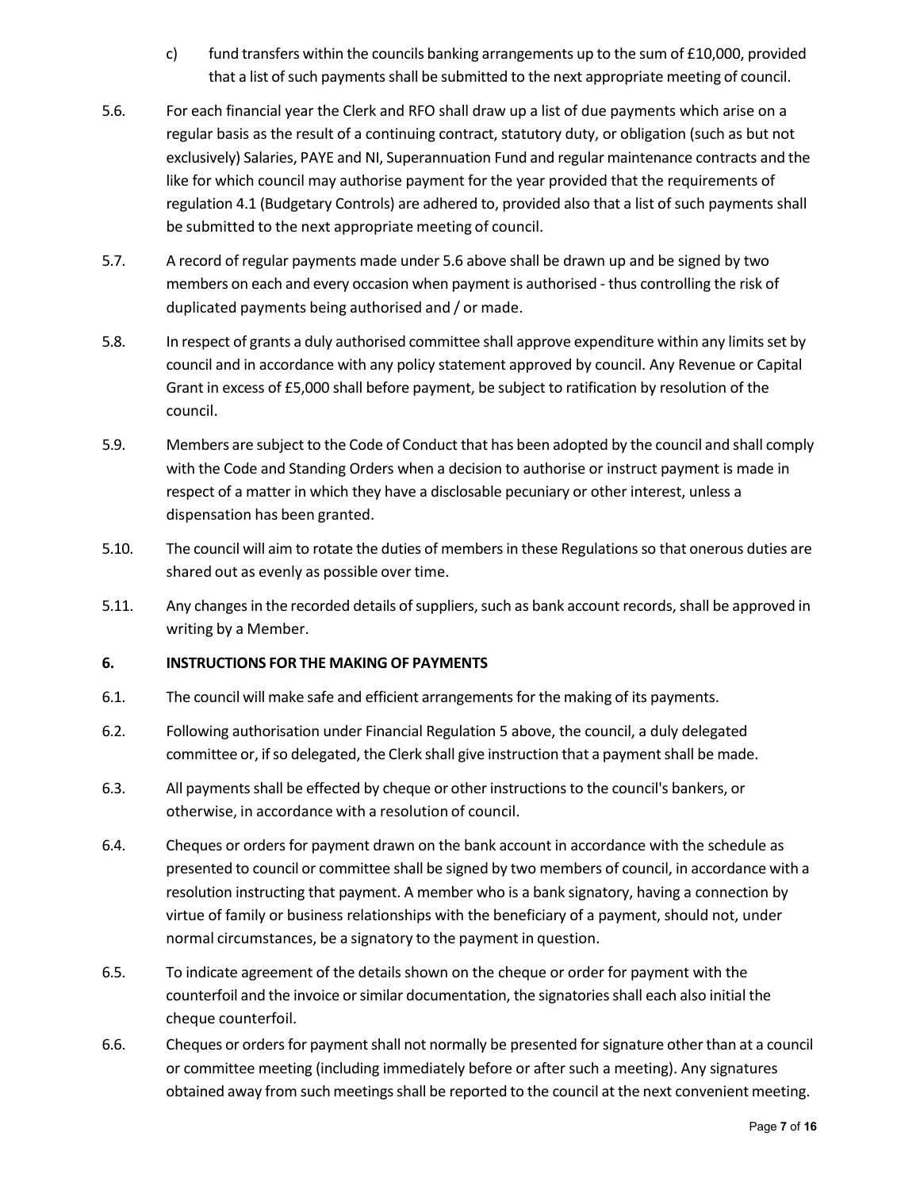c) fund transfers within the councils banking arrangements up to the sum of £10,000, provided that a list of such payments shall be submitted to the next appropriate meeting of council.

5.6. For each financial year the Clerk and RFO shall draw up a list of due payments which arise on a regular basis as the result of a continuing contract, statutory duty, or obligation (such as but not exclusively) Salaries, PAYE and NI, Superannuation Fund and regular maintenance contracts and the like for which council may authorise payment for the year provided that the requirements of regulation 4.1 (Budgetary Controls) are adhered to, provided also that a list of such payments shall be submitted to the next appropriate meeting of council.

5.7. A record of regular payments made under 5.6 above shall be drawn up and be signed by two members on each and every occasion when payment is authorised - thus controlling the risk of duplicated payments being authorised and / or made.

5.8. In respect of grants a duly authorised committee shall approve expenditure within any limits set by council and in accordance with any policy statement approved by council. Any Revenue or Capital Grant in excess of £5,000 shall before payment, be subject to ratification by resolution of the council.

5.9. Members are subject to the Code of Conduct that has been adopted by the council and shall comply with the Code and Standing Orders when a decision to authorise or instruct payment is made in respect of a matter in which they have a disclosable pecuniary or other interest, unless a dispensation has been granted.

5.10. The council will aim to rotate the duties of members in these Regulations so that onerous duties are shared out as evenly as possible over time.

5.11. Any changes in the recorded details of suppliers, such as bank account records, shall be approved in writing by a Member.

**6. INSTRUCTIONS FOR THE MAKING OF PAYMENTS**

6.1. The council will make safe and efficient arrangements for the making of its payments.

6.2. Following authorisation under Financial Regulation 5 above, the council, a duly delegated committee or, if so delegated, the Clerk shall give instruction that a payment shall be made.

6.3. All payments shall be effected by cheque or other instructions to the council's bankers, or otherwise, in accordance with a resolution of council.

6.4. Cheques or orders for payment drawn on the bank account in accordance with the schedule as presented to council or committee shall be signed by two members of council, in accordance with a resolution instructing that payment. A member who is a bank signatory, having a connection by virtue of family or business relationships with the beneficiary of a payment, should not, under normal circumstances, be a signatory to the payment in question.

6.5. To indicate agreement of the details shown on the cheque or order for payment with the counterfoil and the invoice or similar documentation, the signatories shall each also initial the cheque counterfoil.

6.6. Cheques or orders for payment shall not normally be presented for signature other than at a council or committee meeting (including immediately before or after such a meeting). Any signatures obtained away from such meetings shall be reported to the council at the next convenient meeting.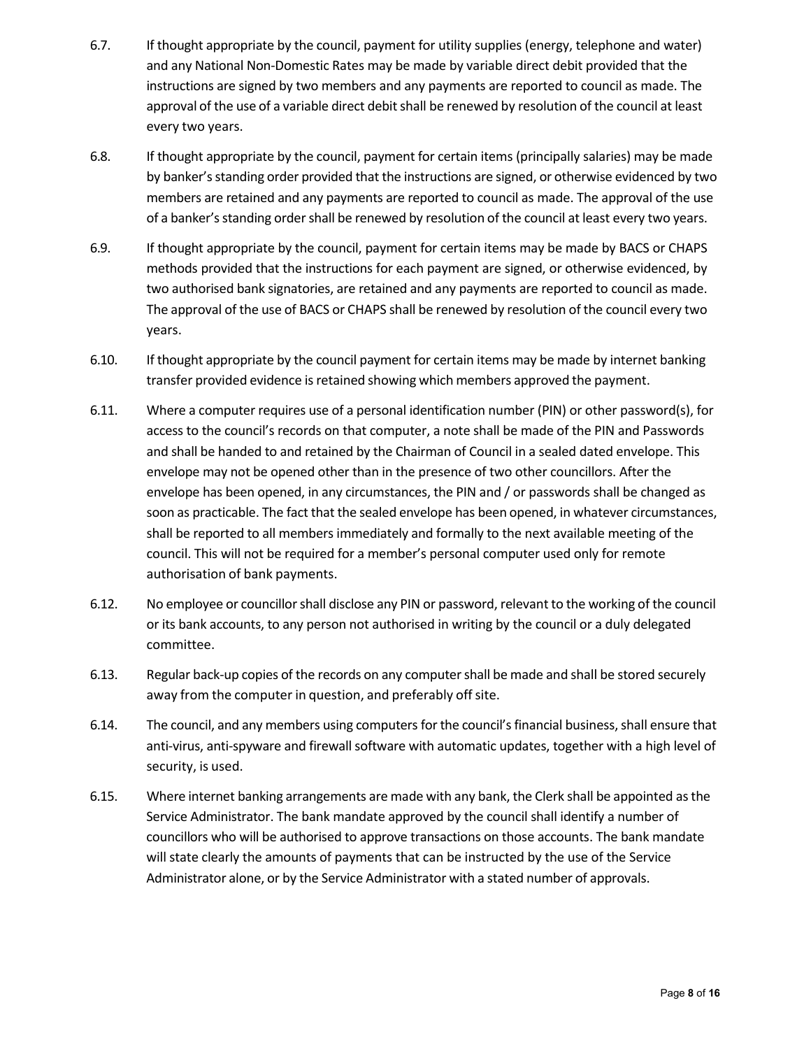6.7. If thought appropriate by the council, payment for utility supplies (energy, telephone and water) and any National Non-Domestic Rates may be made by variable direct debit provided that the instructions are signed by two members and any payments are reported to council as made. The approval of the use of a variable direct debit shall be renewed by resolution of the council at least every two years.

6.8. If thought appropriate by the council, payment for certain items (principally salaries) may be made by banker's standing order provided that the instructions are signed, or otherwise evidenced by two members are retained and any payments are reported to council as made. The approval of the use of a banker's standing order shall be renewed by resolution of the council at least every two years.

6.9. If thought appropriate by the council, payment for certain items may be made by BACS or CHAPS methods provided that the instructions for each payment are signed, or otherwise evidenced, by two authorised bank signatories, are retained and any payments are reported to council as made. The approval of the use of BACS or CHAPS shall be renewed by resolution of the council every two years.

6.10. If thought appropriate by the council payment for certain items may be made by internet banking transfer provided evidence is retained showing which members approved the payment.

6.11. Where a computer requires use of a personal identification number (PIN) or other password(s), for access to the council's records on that computer, a note shall be made of the PIN and Passwords and shall be handed to and retained by the Chairman of Council in a sealed dated envelope. This envelope may not be opened other than in the presence of two other councillors. After the envelope has been opened, in any circumstances, the PIN and / or passwords shall be changed as soon as practicable. The fact that the sealed envelope has been opened, in whatever circumstances, shall be reported to all members immediately and formally to the next available meeting of the council. This will not be required for a member's personal computer used only for remote authorisation of bank payments.

6.12. No employee or councillor shall disclose any PIN or password, relevant to the working of the council or its bank accounts, to any person not authorised in writing by the council or a duly delegated committee.

6.13. Regular back-up copies of the records on any computer shall be made and shall be stored securely away from the computer in question, and preferably off site.

6.14. The council, and any members using computers for the council's financial business, shall ensure that anti-virus, anti-spyware and firewall software with automatic updates, together with a high level of security, is used.

6.15. Where internet banking arrangements are made with any bank, the Clerk shall be appointed as the Service Administrator. The bank mandate approved by the council shall identify a number of councillors who will be authorised to approve transactions on those accounts. The bank mandate will state clearly the amounts of payments that can be instructed by the use of the Service Administrator alone, or by the Service Administrator with a stated number of approvals.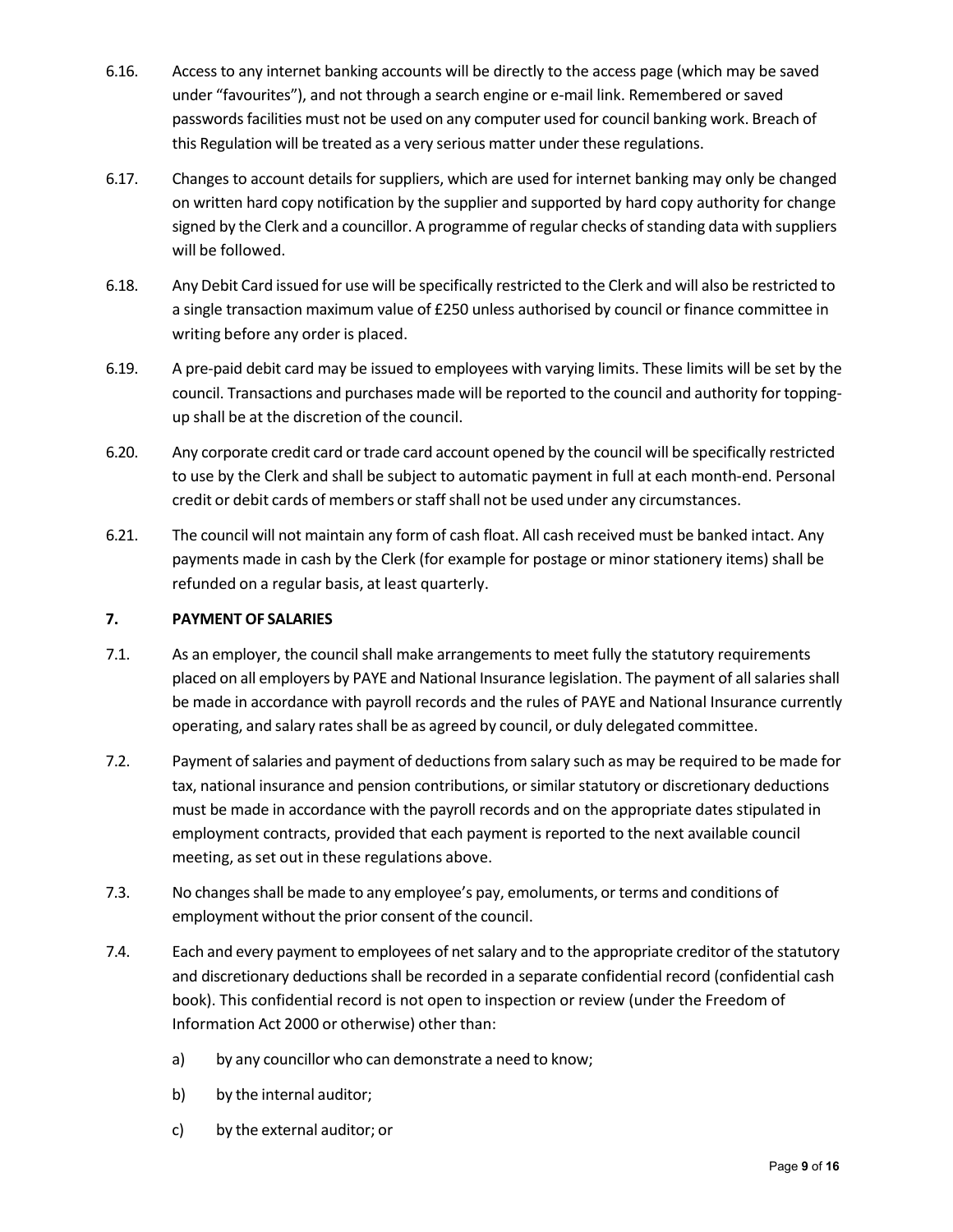6.16. Access to any internet banking accounts will be directly to the access page (which may be saved under "favourites"), and not through a search engine or e-mail link. Remembered or saved passwords facilities must not be used on any computer used for council banking work. Breach of this Regulation will be treated as a very serious matter under these regulations.

6.17. Changes to account details for suppliers, which are used for internet banking may only be changed on written hard copy notification by the supplier and supported by hard copy authority for change signed by the Clerk and a councillor. A programme of regular checks of standing data with suppliers will be followed.

6.18. Any Debit Card issued for use will be specifically restricted to the Clerk and will also be restricted to a single transaction maximum value of £250 unless authorised by council or finance committee in writing before any order is placed.

6.19. A pre-paid debit card may be issued to employees with varying limits. These limits will be set by the council. Transactions and purchases made will be reported to the council and authority for topping-up shall be at the discretion of the council.

6.20. Any corporate credit card or trade card account opened by the council will be specifically restricted to use by the Clerk and shall be subject to automatic payment in full at each month-end. Personal credit or debit cards of members or staff shall not be used under any circumstances.

6.21. The council will not maintain any form of cash float. All cash received must be banked intact. Any payments made in cash by the Clerk (for example for postage or minor stationery items) shall be refunded on a regular basis, at least quarterly.

## 7. PAYMENT OF SALARIES

7.1. As an employer, the council shall make arrangements to meet fully the statutory requirements placed on all employers by PAYE and National Insurance legislation. The payment of all salaries shall be made in accordance with payroll records and the rules of PAYE and National Insurance currently operating, and salary rates shall be as agreed by council, or duly delegated committee.

7.2. Payment of salaries and payment of deductions from salary such as may be required to be made for tax, national insurance and pension contributions, or similar statutory or discretionary deductions must be made in accordance with the payroll records and on the appropriate dates stipulated in employment contracts, provided that each payment is reported to the next available council meeting, as set out in these regulations above.

7.3. No changes shall be made to any employee's pay, emoluments, or terms and conditions of employment without the prior consent of the council.

7.4. Each and every payment to employees of net salary and to the appropriate creditor of the statutory and discretionary deductions shall be recorded in a separate confidential record (confidential cash book). This confidential record is not open to inspection or review (under the Freedom of Information Act 2000 or otherwise) other than:

a) by any councillor who can demonstrate a need to know;

b) by the internal auditor;

c) by the external auditor; or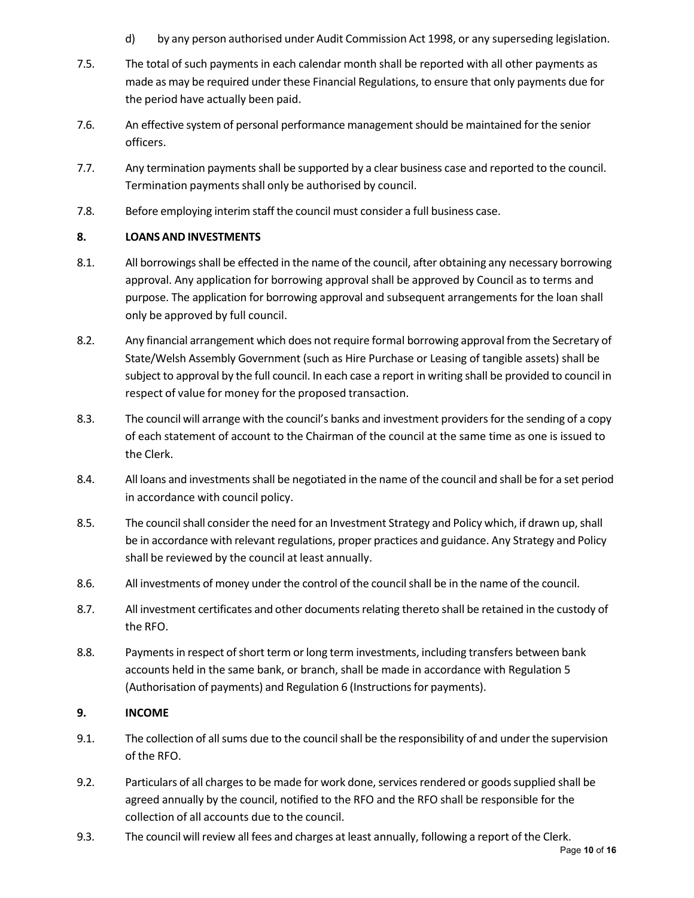d) by any person authorised under Audit Commission Act 1998, or any superseding legislation.

7.5. The total of such payments in each calendar month shall be reported with all other payments as made as may be required under these Financial Regulations, to ensure that only payments due for the period have actually been paid.

7.6. An effective system of personal performance management should be maintained for the senior officers.

7.7. Any termination payments shall be supported by a clear business case and reported to the council. Termination payments shall only be authorised by council.

7.8. Before employing interim staff the council must consider a full business case.

## 8. LOANS AND INVESTMENTS

8.1. All borrowings shall be effected in the name of the council, after obtaining any necessary borrowing approval. Any application for borrowing approval shall be approved by Council as to terms and purpose. The application for borrowing approval and subsequent arrangements for the loan shall only be approved by full council.

8.2. Any financial arrangement which does not require formal borrowing approval from the Secretary of State/Welsh Assembly Government (such as Hire Purchase or Leasing of tangible assets) shall be subject to approval by the full council. In each case a report in writing shall be provided to council in respect of value for money for the proposed transaction.

8.3. The council will arrange with the council's banks and investment providers for the sending of a copy of each statement of account to the Chairman of the council at the same time as one is issued to the Clerk.

8.4. All loans and investments shall be negotiated in the name of the council and shall be for a set period in accordance with council policy.

8.5. The council shall consider the need for an Investment Strategy and Policy which, if drawn up, shall be in accordance with relevant regulations, proper practices and guidance. Any Strategy and Policy shall be reviewed by the council at least annually.

8.6. All investments of money under the control of the council shall be in the name of the council.

8.7. All investment certificates and other documents relating thereto shall be retained in the custody of the RFO.

8.8. Payments in respect of short term or long term investments, including transfers between bank accounts held in the same bank, or branch, shall be made in accordance with Regulation 5 (Authorisation of payments) and Regulation 6 (Instructions for payments).

## 9. INCOME

9.1. The collection of all sums due to the council shall be the responsibility of and under the supervision of the RFO.

9.2. Particulars of all charges to be made for work done, services rendered or goods supplied shall be agreed annually by the council, notified to the RFO and the RFO shall be responsible for the collection of all accounts due to the council.

9.3. The council will review all fees and charges at least annually, following a report of the Clerk.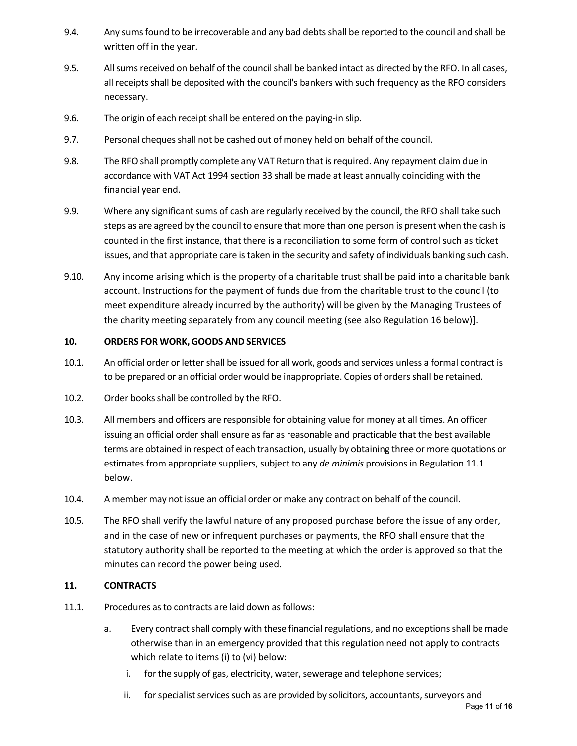9.4. Any sums found to be irrecoverable and any bad debts shall be reported to the council and shall be written off in the year.

9.5. All sums received on behalf of the council shall be banked intact as directed by the RFO. In all cases, all receipts shall be deposited with the council's bankers with such frequency as the RFO considers necessary.

9.6. The origin of each receipt shall be entered on the paying-in slip.

9.7. Personal cheques shall not be cashed out of money held on behalf of the council.

9.8. The RFO shall promptly complete any VAT Return that is required. Any repayment claim due in accordance with VAT Act 1994 section 33 shall be made at least annually coinciding with the financial year end.

9.9. Where any significant sums of cash are regularly received by the council, the RFO shall take such steps as are agreed by the council to ensure that more than one person is present when the cash is counted in the first instance, that there is a reconciliation to some form of control such as ticket issues, and that appropriate care is taken in the security and safety of individuals banking such cash.

9.10. Any income arising which is the property of a charitable trust shall be paid into a charitable bank account. Instructions for the payment of funds due from the charitable trust to the council (to meet expenditure already incurred by the authority) will be given by the Managing Trustees of the charity meeting separately from any council meeting (see also Regulation 16 below)].

## 10. ORDERS FOR WORK, GOODS AND SERVICES

10.1. An official order or letter shall be issued for all work, goods and services unless a formal contract is to be prepared or an official order would be inappropriate. Copies of orders shall be retained.

10.2. Order books shall be controlled by the RFO.

10.3. All members and officers are responsible for obtaining value for money at all times. An officer issuing an official order shall ensure as far as reasonable and practicable that the best available terms are obtained in respect of each transaction, usually by obtaining three or more quotations or estimates from appropriate suppliers, subject to any *de minimis* provisions in Regulation 11.1 below.

10.4. A member may not issue an official order or make any contract on behalf of the council.

10.5. The RFO shall verify the lawful nature of any proposed purchase before the issue of any order, and in the case of new or infrequent purchases or payments, the RFO shall ensure that the statutory authority shall be reported to the meeting at which the order is approved so that the minutes can record the power being used.

## 11. CONTRACTS

11.1. Procedures as to contracts are laid down as follows:

a. Every contract shall comply with these financial regulations, and no exceptions shall be made otherwise than in an emergency provided that this regulation need not apply to contracts which relate to items (i) to (vi) below:

   i. for the supply of gas, electricity, water, sewerage and telephone services;

   ii. for specialist services such as are provided by solicitors, accountants, surveyors and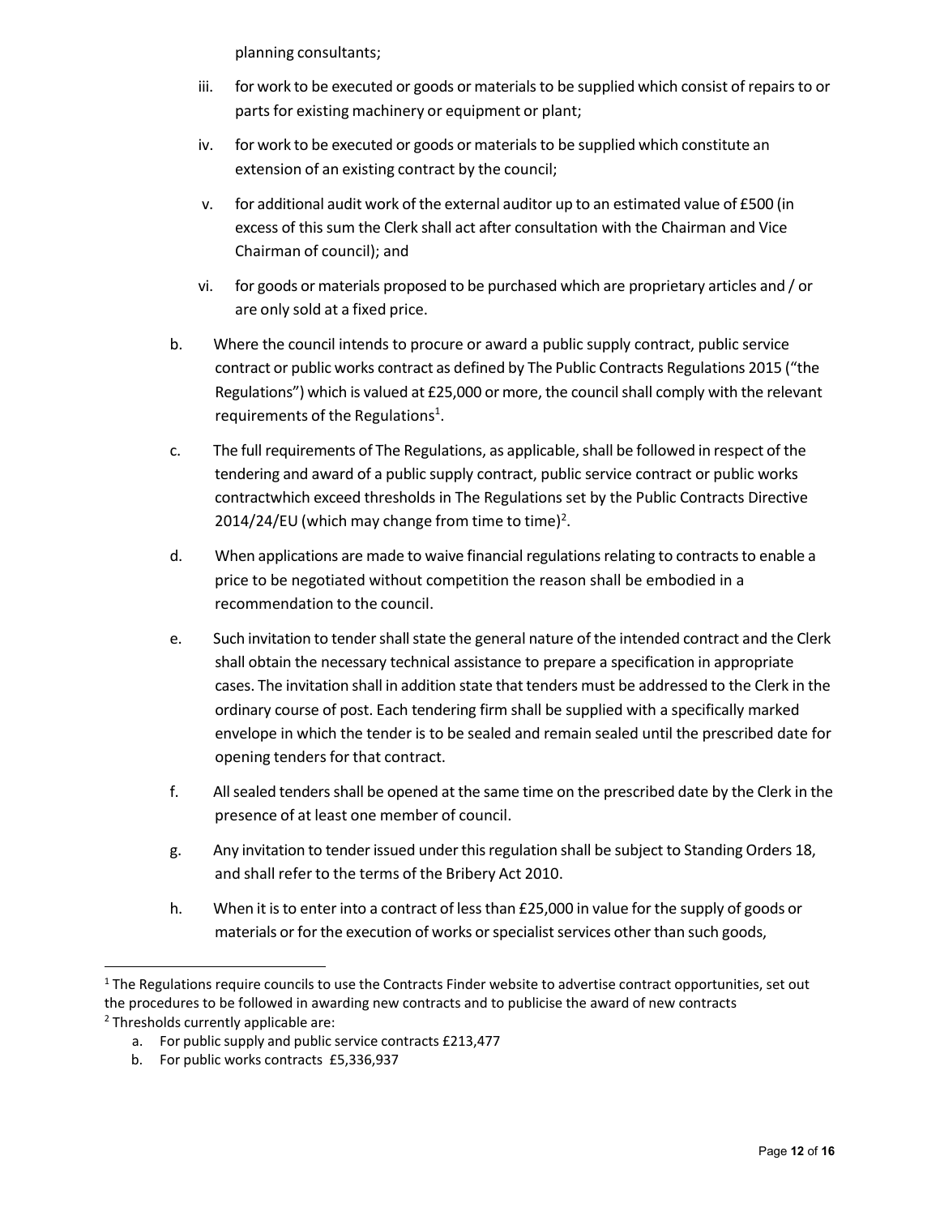planning consultants;

iii. for work to be executed or goods or materials to be supplied which consist of repairs to or parts for existing machinery or equipment or plant;

iv. for work to be executed or goods or materials to be supplied which constitute an extension of an existing contract by the council;

v. for additional audit work of the external auditor up to an estimated value of £500 (in excess of this sum the Clerk shall act after consultation with the Chairman and Vice Chairman of council); and

vi. for goods or materials proposed to be purchased which are proprietary articles and / or are only sold at a fixed price.

b. Where the council intends to procure or award a public supply contract, public service contract or public works contract as defined by The Public Contracts Regulations 2015 ("the Regulations") which is valued at £25,000 or more, the council shall comply with the relevant requirements of the Regulations[1].

c. The full requirements of The Regulations, as applicable, shall be followed in respect of the tendering and award of a public supply contract, public service contract or public works contractwhich exceed thresholds in The Regulations set by the Public Contracts Directive 2014/24/EU (which may change from time to time)[2].

d. When applications are made to waive financial regulations relating to contracts to enable a price to be negotiated without competition the reason shall be embodied in a recommendation to the council.

e. Such invitation to tender shall state the general nature of the intended contract and the Clerk shall obtain the necessary technical assistance to prepare a specification in appropriate cases. The invitation shall in addition state that tenders must be addressed to the Clerk in the ordinary course of post. Each tendering firm shall be supplied with a specifically marked envelope in which the tender is to be sealed and remain sealed until the prescribed date for opening tenders for that contract.

f. All sealed tenders shall be opened at the same time on the prescribed date by the Clerk in the presence of at least one member of council.

g. Any invitation to tender issued under this regulation shall be subject to Standing Orders 18, and shall refer to the terms of the Bribery Act 2010.

h. When it is to enter into a contract of less than £25,000 in value for the supply of goods or materials or for the execution of works or specialist services other than such goods,

---

[1] The Regulations require councils to use the Contracts Finder website to advertise contract opportunities, set out the procedures to be followed in awarding new contracts and to publicise the award of new contracts

[2] Thresholds currently applicable are:

a. For public supply and public service contracts £213,477

b. For public works contracts £5,336,937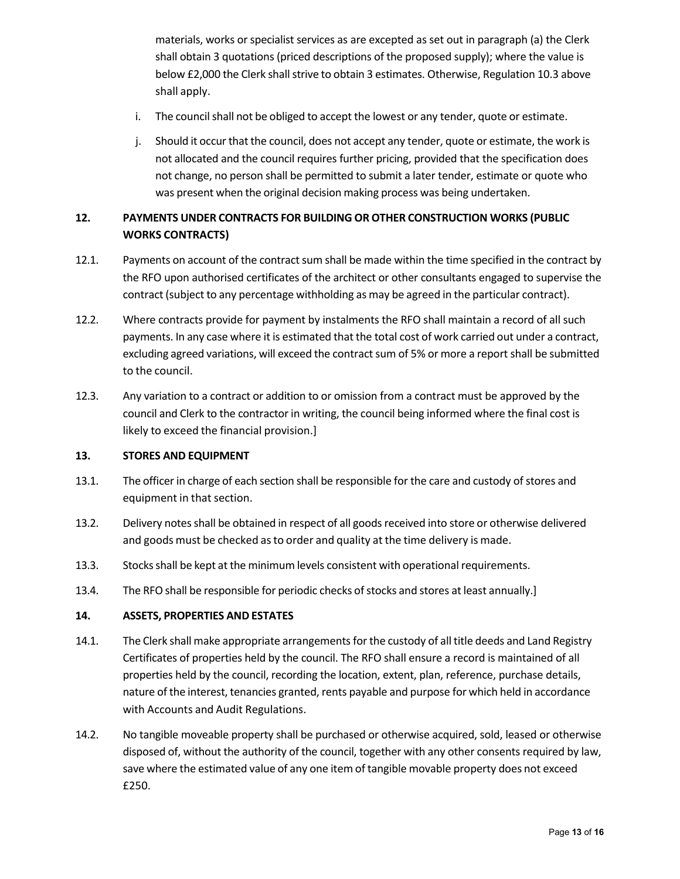materials, works or specialist services as are excepted as set out in paragraph (a) the Clerk shall obtain 3 quotations (priced descriptions of the proposed supply); where the value is below £2,000 the Clerk shall strive to obtain 3 estimates. Otherwise, Regulation 10.3 above shall apply.

i. The council shall not be obliged to accept the lowest or any tender, quote or estimate.

j. Should it occur that the council, does not accept any tender, quote or estimate, the work is not allocated and the council requires further pricing, provided that the specification does not change, no person shall be permitted to submit a later tender, estimate or quote who was present when the original decision making process was being undertaken.

### 12. PAYMENTS UNDER CONTRACTS FOR BUILDING OR OTHER CONSTRUCTION WORKS (PUBLIC WORKS CONTRACTS)

12.1. Payments on account of the contract sum shall be made within the time specified in the contract by the RFO upon authorised certificates of the architect or other consultants engaged to supervise the contract (subject to any percentage withholding as may be agreed in the particular contract).

12.2. Where contracts provide for payment by instalments the RFO shall maintain a record of all such payments. In any case where it is estimated that the total cost of work carried out under a contract, excluding agreed variations, will exceed the contract sum of 5% or more a report shall be submitted to the council.

12.3. Any variation to a contract or addition to or omission from a contract must be approved by the council and Clerk to the contractor in writing, the council being informed where the final cost is likely to exceed the financial provision.]

### 13. STORES AND EQUIPMENT

13.1. The officer in charge of each section shall be responsible for the care and custody of stores and equipment in that section.

13.2. Delivery notes shall be obtained in respect of all goods received into store or otherwise delivered and goods must be checked as to order and quality at the time delivery is made.

13.3. Stocks shall be kept at the minimum levels consistent with operational requirements.

13.4. The RFO shall be responsible for periodic checks of stocks and stores at least annually.]

### 14. ASSETS, PROPERTIES AND ESTATES

14.1. The Clerk shall make appropriate arrangements for the custody of all title deeds and Land Registry Certificates of properties held by the council. The RFO shall ensure a record is maintained of all properties held by the council, recording the location, extent, plan, reference, purchase details, nature of the interest, tenancies granted, rents payable and purpose for which held in accordance with Accounts and Audit Regulations.

14.2. No tangible moveable property shall be purchased or otherwise acquired, sold, leased or otherwise disposed of, without the authority of the council, together with any other consents required by law, save where the estimated value of any one item of tangible movable property does not exceed £250.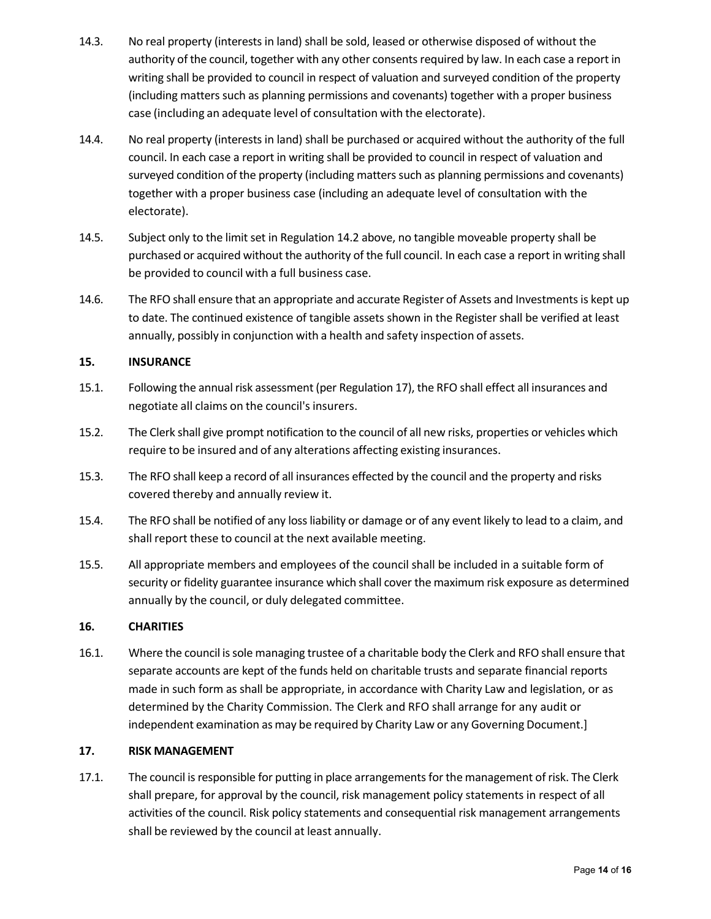14.3. No real property (interests in land) shall be sold, leased or otherwise disposed of without the authority of the council, together with any other consents required by law. In each case a report in writing shall be provided to council in respect of valuation and surveyed condition of the property (including matters such as planning permissions and covenants) together with a proper business case (including an adequate level of consultation with the electorate).

14.4. No real property (interests in land) shall be purchased or acquired without the authority of the full council. In each case a report in writing shall be provided to council in respect of valuation and surveyed condition of the property (including matters such as planning permissions and covenants) together with a proper business case (including an adequate level of consultation with the electorate).

14.5. Subject only to the limit set in Regulation 14.2 above, no tangible moveable property shall be purchased or acquired without the authority of the full council. In each case a report in writing shall be provided to council with a full business case.

14.6. The RFO shall ensure that an appropriate and accurate Register of Assets and Investments is kept up to date. The continued existence of tangible assets shown in the Register shall be verified at least annually, possibly in conjunction with a health and safety inspection of assets.

**15. INSURANCE**

15.1. Following the annual risk assessment (per Regulation 17), the RFO shall effect all insurances and negotiate all claims on the council's insurers.

15.2. The Clerk shall give prompt notification to the council of all new risks, properties or vehicles which require to be insured and of any alterations affecting existing insurances.

15.3. The RFO shall keep a record of all insurances effected by the council and the property and risks covered thereby and annually review it.

15.4. The RFO shall be notified of any loss liability or damage or of any event likely to lead to a claim, and shall report these to council at the next available meeting.

15.5. All appropriate members and employees of the council shall be included in a suitable form of security or fidelity guarantee insurance which shall cover the maximum risk exposure as determined annually by the council, or duly delegated committee.

**16. CHARITIES**

16.1. Where the council is sole managing trustee of a charitable body the Clerk and RFO shall ensure that separate accounts are kept of the funds held on charitable trusts and separate financial reports made in such form as shall be appropriate, in accordance with Charity Law and legislation, or as determined by the Charity Commission. The Clerk and RFO shall arrange for any audit or independent examination as may be required by Charity Law or any Governing Document.]

**17. RISK MANAGEMENT**

17.1. The council is responsible for putting in place arrangements for the management of risk. The Clerk shall prepare, for approval by the council, risk management policy statements in respect of all activities of the council. Risk policy statements and consequential risk management arrangements shall be reviewed by the council at least annually.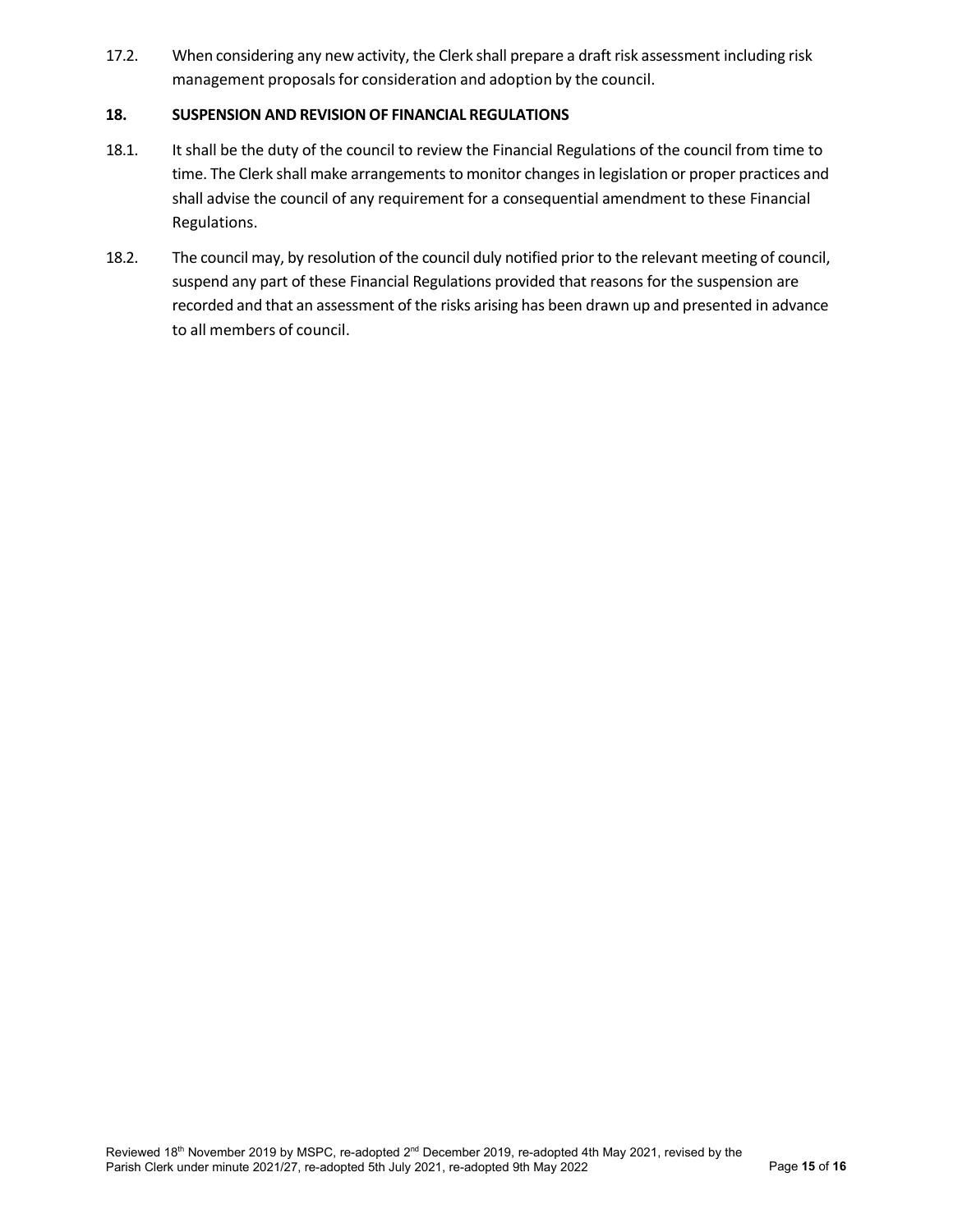17.2. When considering any new activity, the Clerk shall prepare a draft risk assessment including risk management proposals for consideration and adoption by the council.

## 18. SUSPENSION AND REVISION OF FINANCIAL REGULATIONS

18.1. It shall be the duty of the council to review the Financial Regulations of the council from time to time. The Clerk shall make arrangements to monitor changes in legislation or proper practices and shall advise the council of any requirement for a consequential amendment to these Financial Regulations.

18.2. The council may, by resolution of the council duly notified prior to the relevant meeting of council, suspend any part of these Financial Regulations provided that reasons for the suspension are recorded and that an assessment of the risks arising has been drawn up and presented in advance to all members of council.